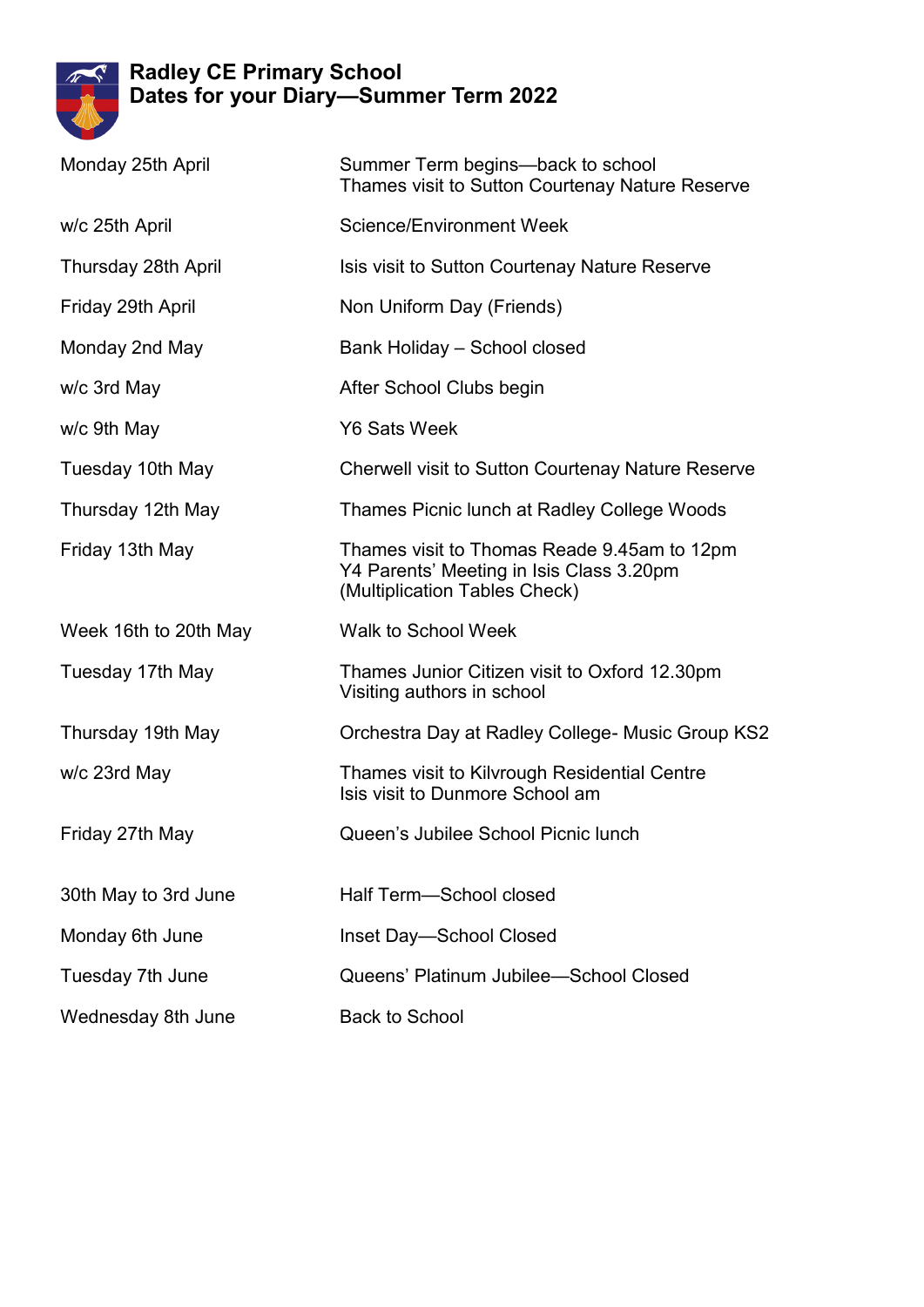# Radley CE Primary School
## Dates for your Diary—Summer Term 2022

| | |
|---|---|
| Monday 25th April | Summer Term begins—back to school<br>Thames visit to Sutton Courtenay Nature Reserve |
| w/c 25th April | Science/Environment Week |
| Thursday 28th April | Isis visit to Sutton Courtenay Nature Reserve |
| Friday 29th April | Non Uniform Day (Friends) |
| Monday 2nd May | Bank Holiday – School closed |
| w/c 3rd May | After School Clubs begin |
| w/c 9th May | Y6 Sats Week |
| Tuesday 10th May | Cherwell visit to Sutton Courtenay Nature Reserve |
| Thursday 12th May | Thames Picnic lunch at Radley College Woods |
| Friday 13th May | Thames visit to Thomas Reade 9.45am to 12pm<br>Y4 Parents' Meeting in Isis Class 3.20pm<br>(Multiplication Tables Check) |
| Week 16th to 20th May | Walk to School Week |
| Tuesday 17th May | Thames Junior Citizen visit to Oxford 12.30pm<br>Visiting authors in school |
| Thursday 19th May | Orchestra Day at Radley College- Music Group KS2 |
| w/c 23rd May | Thames visit to Kilvrough Residential Centre<br>Isis visit to Dunmore School am |
| Friday 27th May | Queen's Jubilee School Picnic lunch |
| 30th May to 3rd June | Half Term—School closed |
| Monday 6th June | Inset Day—School Closed |
| Tuesday 7th June | Queens' Platinum Jubilee—School Closed |
| Wednesday 8th June | Back to School |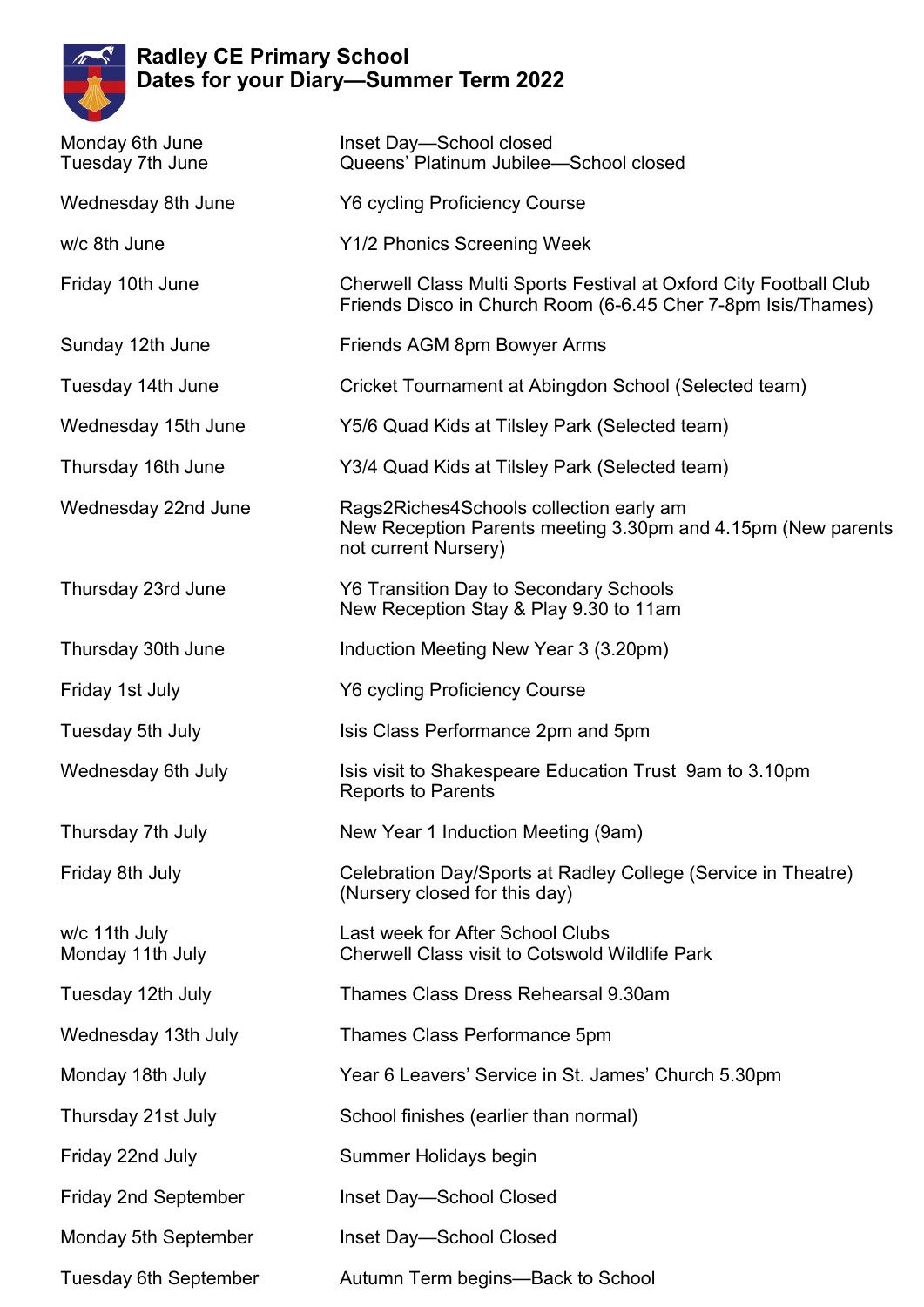# Radley CE Primary School
## Dates for your Diary—Summer Term 2022

| | |
|---|---|
| Monday 6th June<br>Tuesday 7th June | Inset Day—School closed<br>Queens' Platinum Jubilee—School closed |
| Wednesday 8th June | Y6 cycling Proficiency Course |
| w/c 8th June | Y1/2 Phonics Screening Week |
| Friday 10th June | Cherwell Class Multi Sports Festival at Oxford City Football Club<br>Friends Disco in Church Room (6-6.45 Cher 7-8pm Isis/Thames) |
| Sunday 12th June | Friends AGM 8pm Bowyer Arms |
| Tuesday 14th June | Cricket Tournament at Abingdon School (Selected team) |
| Wednesday 15th June | Y5/6 Quad Kids at Tilsley Park (Selected team) |
| Thursday 16th June | Y3/4 Quad Kids at Tilsley Park (Selected team) |
| Wednesday 22nd June | Rags2Riches4Schools collection early am<br>New Reception Parents meeting 3.30pm and 4.15pm (New parents not current Nursery) |
| Thursday 23rd June | Y6 Transition Day to Secondary Schools<br>New Reception Stay & Play 9.30 to 11am |
| Thursday 30th June | Induction Meeting New Year 3 (3.20pm) |
| Friday 1st July | Y6 cycling Proficiency Course |
| Tuesday 5th July | Isis Class Performance 2pm and 5pm |
| Wednesday 6th July | Isis visit to Shakespeare Education Trust 9am to 3.10pm<br>Reports to Parents |
| Thursday 7th July | New Year 1 Induction Meeting (9am) |
| Friday 8th July | Celebration Day/Sports at Radley College (Service in Theatre)<br>(Nursery closed for this day) |
| w/c 11th July<br>Monday 11th July | Last week for After School Clubs<br>Cherwell Class visit to Cotswold Wildlife Park |
| Tuesday 12th July | Thames Class Dress Rehearsal 9.30am |
| Wednesday 13th July | Thames Class Performance 5pm |
| Monday 18th July | Year 6 Leavers' Service in St. James' Church 5.30pm |
| Thursday 21st July | School finishes (earlier than normal) |
| Friday 22nd July | Summer Holidays begin |
| Friday 2nd September | Inset Day—School Closed |
| Monday 5th September | Inset Day—School Closed |
| Tuesday 6th September | Autumn Term begins—Back to School |